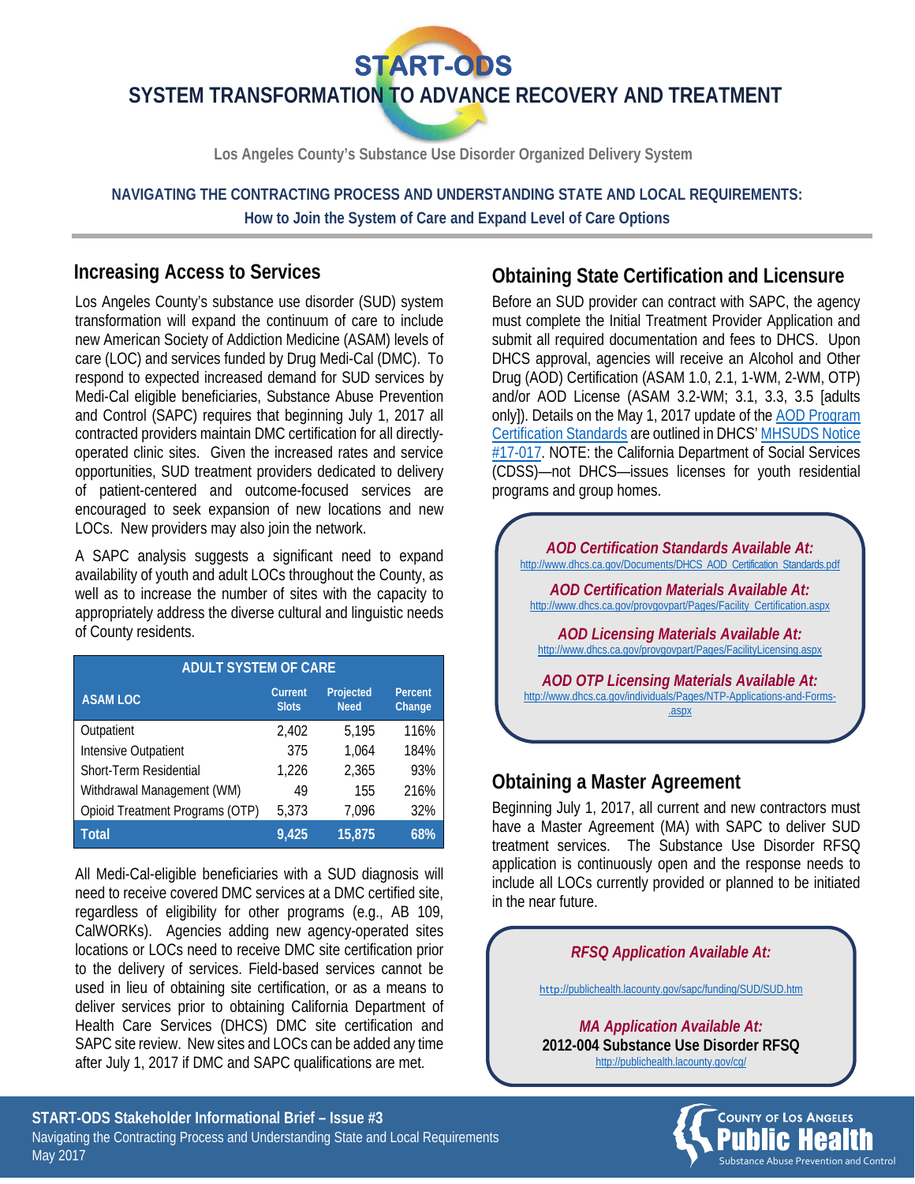# START-ODS

## SYSTEM TRANSFORMATION TO ADVANCE RECOVERY AND TREATMENT

Los Angeles County's Substance Use Disorder Organized Delivery System

**NAVIGATING THE CONTRACTING PROCESS AND UNDERSTANDING STATE AND LOCAL REQUIREMENTS:**
**How to Join the System of Care and Expand Level of Care Options**

## Increasing Access to Services

Los Angeles County's substance use disorder (SUD) system transformation will expand the continuum of care to include new American Society of Addiction Medicine (ASAM) levels of care (LOC) and services funded by Drug Medi-Cal (DMC). To respond to expected increased demand for SUD services by Medi-Cal eligible beneficiaries, Substance Abuse Prevention and Control (SAPC) requires that beginning July 1, 2017 all contracted providers maintain DMC certification for all directly-operated clinic sites. Given the increased rates and service opportunities, SUD treatment providers dedicated to delivery of patient-centered and outcome-focused services are encouraged to seek expansion of new locations and new LOCs. New providers may also join the network.

A SAPC analysis suggests a significant need to expand availability of youth and adult LOCs throughout the County, as well as to increase the number of sites with the capacity to appropriately address the diverse cultural and linguistic needs of County residents.

| ADULT SYSTEM OF CARE | | | |
|---|---|---|---|
| **ASAM LOC** | **Current Slots** | **Projected Need** | **Percent Change** |
| Outpatient | 2,402 | 5,195 | 116% |
| Intensive Outpatient | 375 | 1,064 | 184% |
| Short-Term Residential | 1,226 | 2,365 | 93% |
| Withdrawal Management (WM) | 49 | 155 | 216% |
| Opioid Treatment Programs (OTP) | 5,373 | 7,096 | 32% |
| **Total** | **9,425** | **15,875** | **68%** |

All Medi-Cal-eligible beneficiaries with a SUD diagnosis will need to receive covered DMC services at a DMC certified site, regardless of eligibility for other programs (e.g., AB 109, CalWORKs). Agencies adding new agency-operated sites locations or LOCs need to receive DMC site certification prior to the delivery of services. Field-based services cannot be used in lieu of obtaining site certification, or as a means to deliver services prior to obtaining California Department of Health Care Services (DHCS) DMC site certification and SAPC site review. New sites and LOCs can be added any time after July 1, 2017 if DMC and SAPC qualifications are met.

## Obtaining State Certification and Licensure

Before an SUD provider can contract with SAPC, the agency must complete the Initial Treatment Provider Application and submit all required documentation and fees to DHCS. Upon DHCS approval, agencies will receive an Alcohol and Other Drug (AOD) Certification (ASAM 1.0, 2.1, 1-WM, 2-WM, OTP) and/or AOD License (ASAM 3.2-WM; 3.1, 3.3, 3.5 [adults only]). Details on the May 1, 2017 update of the AOD Program Certification Standards are outlined in DHCS' MHSUDS Notice #17-017. NOTE: the California Department of Social Services (CDSS)—not DHCS—issues licenses for youth residential programs and group homes.

> ***AOD Certification Standards Available At:***
> http://www.dhcs.ca.gov/Documents/DHCS_AOD_Certification_Standards.pdf
>
> ***AOD Certification Materials Available At:***
> http://www.dhcs.ca.gov/provgovpart/Pages/Facility_Certification.aspx
>
> ***AOD Licensing Materials Available At:***
> http://www.dhcs.ca.gov/provgovpart/Pages/FacilityLicensing.aspx
>
> ***AOD OTP Licensing Materials Available At:***
> http://www.dhcs.ca.gov/individuals/Pages/NTP-Applications-and-Forms-.aspx

## Obtaining a Master Agreement

Beginning July 1, 2017, all current and new contractors must have a Master Agreement (MA) with SAPC to deliver SUD treatment services. The Substance Use Disorder RFSQ application is continuously open and the response needs to include all LOCs currently provided or planned to be initiated in the near future.

> ***RFSQ Application Available At:***
> http://publichealth.lacounty.gov/sapc/funding/SUD/SUD.htm
>
> ***MA Application Available At:***
> **2012-004 Substance Use Disorder RFSQ**
> http://publichealth.lacounty.gov/cg/

**START-ODS Stakeholder Informational Brief – Issue #3**
Navigating the Contracting Process and Understanding State and Local Requirements
May 2017

County of Los Angeles Public Health — Substance Abuse Prevention and Control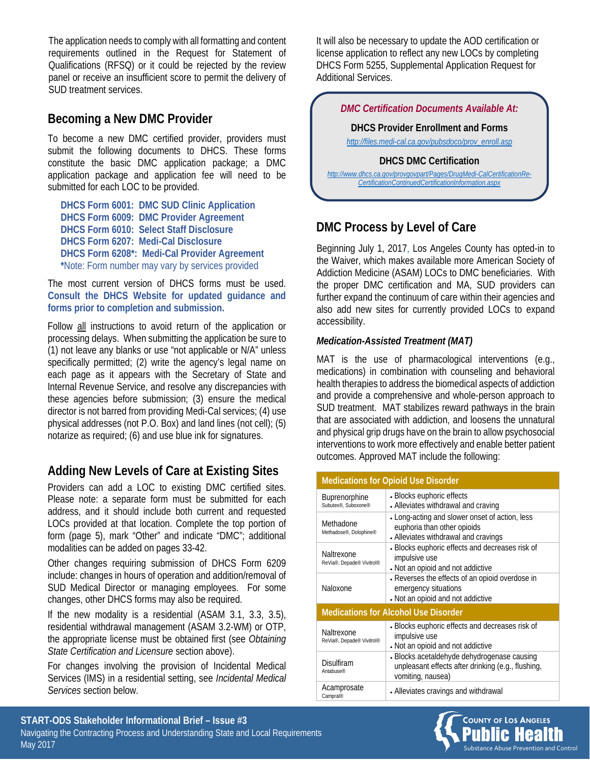The application needs to comply with all formatting and content requirements outlined in the Request for Statement of Qualifications (RFSQ) or it could be rejected by the review panel or receive an insufficient score to permit the delivery of SUD treatment services.

## Becoming a New DMC Provider

To become a new DMC certified provider, providers must submit the following documents to DHCS. These forms constitute the basic DMC application package; a DMC application package and application fee will need to be submitted for each LOC to be provided.

**DHCS Form 6001: DMC SUD Clinic Application**
**DHCS Form 6009: DMC Provider Agreement**
**DHCS Form 6010: Select Staff Disclosure**
**DHCS Form 6207: Medi-Cal Disclosure**
**DHCS Form 6208*: Medi-Cal Provider Agreement**
*Note: Form number may vary by services provided

The most current version of DHCS forms must be used. **Consult the DHCS Website for updated guidance and forms prior to completion and submission.**

Follow all instructions to avoid return of the application or processing delays. When submitting the application be sure to (1) not leave any blanks or use "not applicable or N/A" unless specifically permitted; (2) write the agency's legal name on each page as it appears with the Secretary of State and Internal Revenue Service, and resolve any discrepancies with these agencies before submission; (3) ensure the medical director is not barred from providing Medi-Cal services; (4) use physical addresses (not P.O. Box) and land lines (not cell); (5) notarize as required; (6) and use blue ink for signatures.

## Adding New Levels of Care at Existing Sites

Providers can add a LOC to existing DMC certified sites. Please note: a separate form must be submitted for each address, and it should include both current and requested LOCs provided at that location. Complete the top portion of form (page 5), mark "Other" and indicate "DMC"; additional modalities can be added on pages 33-42.

Other changes requiring submission of DHCS Form 6209 include: changes in hours of operation and addition/removal of SUD Medical Director or managing employees. For some changes, other DHCS forms may also be required.

If the new modality is a residential (ASAM 3.1, 3.3, 3.5), residential withdrawal management (ASAM 3.2-WM) or OTP, the appropriate license must be obtained first (see *Obtaining State Certification and Licensure* section above).

For changes involving the provision of Incidental Medical Services (IMS) in a residential setting, see *Incidental Medical Services* section below.

It will also be necessary to update the AOD certification or license application to reflect any new LOCs by completing DHCS Form 5255, Supplemental Application Request for Additional Services.

***DMC Certification Documents Available At:***

**DHCS Provider Enrollment and Forms**
http://files.medi-cal.ca.gov/pubsdoco/prov_enroll.asp

**DHCS DMC Certification**
http://www.dhcs.ca.gov/provgovpart/Pages/DrugMedi-CalCertificationRe-CertificationContinuedCertificationInformation.aspx

## DMC Process by Level of Care

Beginning July 1, 2017, Los Angeles County has opted-in to the Waiver, which makes available more American Society of Addiction Medicine (ASAM) LOCs to DMC beneficiaries. With the proper DMC certification and MA, SUD providers can further expand the continuum of care within their agencies and also add new sites for currently provided LOCs to expand accessibility.

### *Medication-Assisted Treatment (MAT)*

MAT is the use of pharmacological interventions (e.g., medications) in combination with counseling and behavioral health therapies to address the biomedical aspects of addiction and provide a comprehensive and whole-person approach to SUD treatment. MAT stabilizes reward pathways in the brain that are associated with addiction, and loosens the unnatural and physical grip drugs have on the brain to allow psychosocial interventions to work more effectively and enable better patient outcomes. Approved MAT include the following:

| Medications for Opioid Use Disorder | |
|---|---|
| Buprenorphine (Subutex®, Suboxone®) | • Blocks euphoric effects<br>• Alleviates withdrawal and craving |
| Methadone (Methadose®, Dolophine®) | • Long-acting and slower onset of action, less euphoria than other opioids<br>• Alleviates withdrawal and cravings |
| Naltrexone (ReVia®, Depade® Vivitrol®) | • Blocks euphoric effects and decreases risk of impulsive use<br>• Not an opioid and not addictive |
| Naloxone | • Reverses the effects of an opioid overdose in emergency situations<br>• Not an opioid and not addictive |
| **Medications for Alcohol Use Disorder** | |
| Naltrexone (ReVia®, Depade® Vivitrol®) | • Blocks euphoric effects and decreases risk of impulsive use<br>• Not an opioid and not addictive |
| Disulfiram (Antabuse®) | • Blocks acetaldehyde dehydrogenase causing unpleasant effects after drinking (e.g., flushing, vomiting, nausea) |
| Acamprosate (Campral®) | • Alleviates cravings and withdrawal |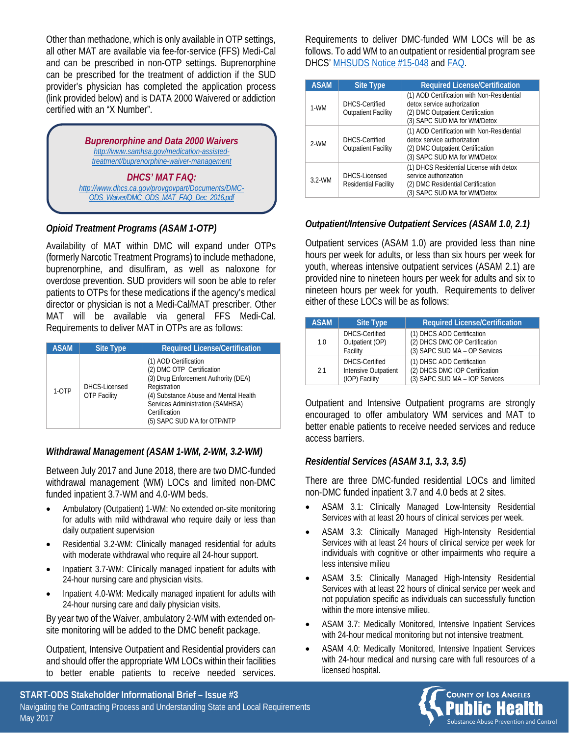Other than methadone, which is only available in OTP settings, all other MAT are available via fee-for-service (FFS) Medi-Cal and can be prescribed in non-OTP settings. Buprenorphine can be prescribed for the treatment of addiction if the SUD provider's physician has completed the application process (link provided below) and is DATA 2000 Waivered or addiction certified with an "X Number".

> ***Buprenorphine and Data 2000 Waivers***
> http://www.samhsa.gov/medication-assisted-treatment/buprenorphine-waiver-management
>
> ***DHCS' MAT FAQ:***
> http://www.dhcs.ca.gov/provgovpart/Documents/DMC-ODS_Waiver/DMC_ODS_MAT_FAQ_Dec_2016.pdf

### *Opioid Treatment Programs (ASAM 1-OTP)*

Availability of MAT within DMC will expand under OTPs (formerly Narcotic Treatment Programs) to include methadone, buprenorphine, and disulfiram, as well as naloxone for overdose prevention. SUD providers will soon be able to refer patients to OTPs for these medications if the agency's medical director or physician is not a Medi-Cal/MAT prescriber. Other MAT will be available via general FFS Medi-Cal. Requirements to deliver MAT in OTPs are as follows:

| ASAM | Site Type | Required License/Certification |
|---|---|---|
| 1-OTP | DHCS-Licensed OTP Facility | (1) AOD Certification<br>(2) DMC OTP Certification<br>(3) Drug Enforcement Authority (DEA) Registration<br>(4) Substance Abuse and Mental Health Services Administration (SAMHSA) Certification<br>(5) SAPC SUD MA for OTP/NTP |

### *Withdrawal Management (ASAM 1-WM, 2-WM, 3.2-WM)*

Between July 2017 and June 2018, there are two DMC-funded withdrawal management (WM) LOCs and limited non-DMC funded inpatient 3.7-WM and 4.0-WM beds.

- Ambulatory (Outpatient) 1-WM: No extended on-site monitoring for adults with mild withdrawal who require daily or less than daily outpatient supervision
- Residential 3.2-WM: Clinically managed residential for adults with moderate withdrawal who require all 24-hour support.
- Inpatient 3.7-WM: Clinically managed inpatient for adults with 24-hour nursing care and physician visits.
- Inpatient 4.0-WM: Medically managed inpatient for adults with 24-hour nursing care and daily physician visits.

By year two of the Waiver, ambulatory 2-WM with extended on-site monitoring will be added to the DMC benefit package.

Outpatient, Intensive Outpatient and Residential providers can and should offer the appropriate WM LOCs within their facilities to better enable patients to receive needed services.

Requirements to deliver DMC-funded WM LOCs will be as follows. To add WM to an outpatient or residential program see DHCS' MHSUDS Notice #15-048 and FAQ.

| ASAM | Site Type | Required License/Certification |
|---|---|---|
| 1-WM | DHCS-Certified Outpatient Facility | (1) AOD Certification with Non-Residential detox service authorization<br>(2) DMC Outpatient Certification<br>(3) SAPC SUD MA for WM/Detox |
| 2-WM | DHCS-Certified Outpatient Facility | (1) AOD Certification with Non-Residential detox service authorization<br>(2) DMC Outpatient Certification<br>(3) SAPC SUD MA for WM/Detox |
| 3.2-WM | DHCS-Licensed Residential Facility | (1) DHCS Residential License with detox service authorization<br>(2) DMC Residential Certification<br>(3) SAPC SUD MA for WM/Detox |

### *Outpatient/Intensive Outpatient Services (ASAM 1.0, 2.1)*

Outpatient services (ASAM 1.0) are provided less than nine hours per week for adults, or less than six hours per week for youth, whereas intensive outpatient services (ASAM 2.1) are provided nine to nineteen hours per week for adults and six to nineteen hours per week for youth. Requirements to deliver either of these LOCs will be as follows:

| ASAM | Site Type | Required License/Certification |
|---|---|---|
| 1.0 | DHCS-Certified Outpatient (OP) Facility | (1) DHCS AOD Certification<br>(2) DHCS DMC OP Certification<br>(3) SAPC SUD MA – OP Services |
| 2.1 | DHCS-Certified Intensive Outpatient (IOP) Facility | (1) DHSC AOD Certification<br>(2) DHCS DMC IOP Certification<br>(3) SAPC SUD MA – IOP Services |

Outpatient and Intensive Outpatient programs are strongly encouraged to offer ambulatory WM services and MAT to better enable patients to receive needed services and reduce access barriers.

### *Residential Services (ASAM 3.1, 3.3, 3.5)*

There are three DMC-funded residential LOCs and limited non-DMC funded inpatient 3.7 and 4.0 beds at 2 sites.

- ASAM 3.1: Clinically Managed Low-Intensity Residential Services with at least 20 hours of clinical services per week.
- ASAM 3.3: Clinically Managed High-Intensity Residential Services with at least 24 hours of clinical service per week for individuals with cognitive or other impairments who require a less intensive milieu
- ASAM 3.5: Clinically Managed High-Intensity Residential Services with at least 22 hours of clinical service per week and not population specific as individuals can successfully function within the more intensive milieu.
- ASAM 3.7: Medically Monitored, Intensive Inpatient Services with 24-hour medical monitoring but not intensive treatment.
- ASAM 4.0: Medically Monitored, Intensive Inpatient Services with 24-hour medical and nursing care with full resources of a licensed hospital.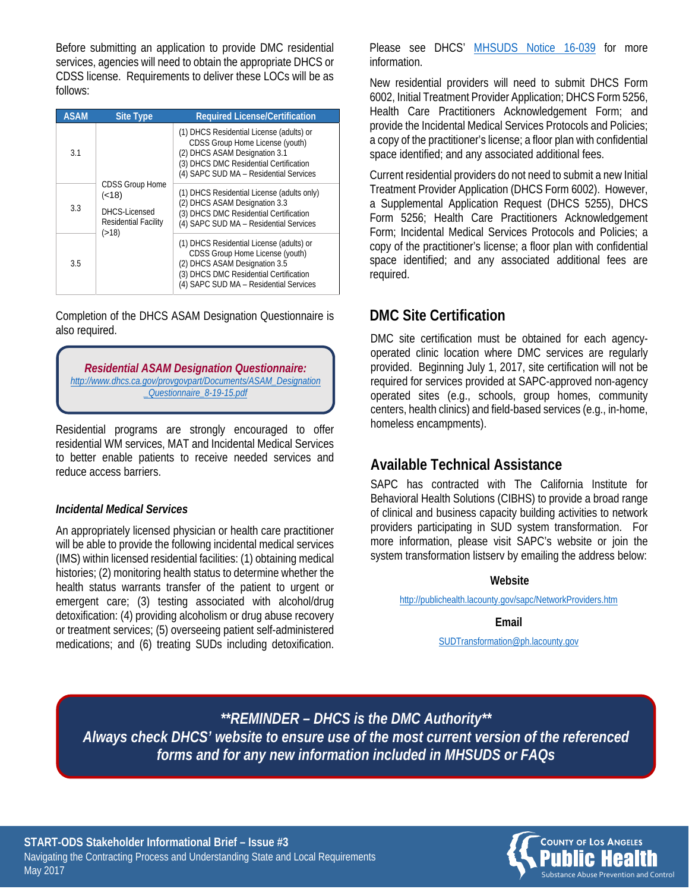Before submitting an application to provide DMC residential services, agencies will need to obtain the appropriate DHCS or CDSS license. Requirements to deliver these LOCs will be as follows:

| ASAM | Site Type | Required License/Certification |
|---|---|---|
| 3.1 | CDSS Group Home (<18)<br>DHCS-Licensed Residential Facility (>18) | (1) DHCS Residential License (adults) or CDSS Group Home License (youth)<br>(2) DHCS ASAM Designation 3.1<br>(3) DHCS DMC Residential Certification<br>(4) SAPC SUD MA – Residential Services |
| 3.3 | | (1) DHCS Residential License (adults only)<br>(2) DHCS ASAM Designation 3.3<br>(3) DHCS DMC Residential Certification<br>(4) SAPC SUD MA – Residential Services |
| 3.5 | | (1) DHCS Residential License (adults) or CDSS Group Home License (youth)<br>(2) DHCS ASAM Designation 3.5<br>(3) DHCS DMC Residential Certification<br>(4) SAPC SUD MA – Residential Services |

Completion of the DHCS ASAM Designation Questionnaire is also required.

> ***Residential ASAM Designation Questionnaire:***
> http://www.dhcs.ca.gov/provgovpart/Documents/ASAM_Designation_Questionnaire_8-19-15.pdf

Residential programs are strongly encouraged to offer residential WM services, MAT and Incidental Medical Services to better enable patients to receive needed services and reduce access barriers.

***Incidental Medical Services***

An appropriately licensed physician or health care practitioner will be able to provide the following incidental medical services (IMS) within licensed residential facilities: (1) obtaining medical histories; (2) monitoring health status to determine whether the health status warrants transfer of the patient to urgent or emergent care; (3) testing associated with alcohol/drug detoxification: (4) providing alcoholism or drug abuse recovery or treatment services; (5) overseeing patient self-administered medications; and (6) treating SUDs including detoxification.

Please see DHCS' MHSUDS Notice 16-039 for more information.

New residential providers will need to submit DHCS Form 6002, Initial Treatment Provider Application; DHCS Form 5256, Health Care Practitioners Acknowledgement Form; and provide the Incidental Medical Services Protocols and Policies; a copy of the practitioner's license; a floor plan with confidential space identified; and any associated additional fees.

Current residential providers do not need to submit a new Initial Treatment Provider Application (DHCS Form 6002). However, a Supplemental Application Request (DHCS 5255), DHCS Form 5256; Health Care Practitioners Acknowledgement Form; Incidental Medical Services Protocols and Policies; a copy of the practitioner's license; a floor plan with confidential space identified; and any associated additional fees are required.

## DMC Site Certification

DMC site certification must be obtained for each agency-operated clinic location where DMC services are regularly provided. Beginning July 1, 2017, site certification will not be required for services provided at SAPC-approved non-agency operated sites (e.g., schools, group homes, community centers, health clinics) and field-based services (e.g., in-home, homeless encampments).

## Available Technical Assistance

SAPC has contracted with The California Institute for Behavioral Health Solutions (CIBHS) to provide a broad range of clinical and business capacity building activities to network providers participating in SUD system transformation. For more information, please visit SAPC's website or join the system transformation listserv by emailing the address below:

**Website**

http://publichealth.lacounty.gov/sapc/NetworkProviders.htm

**Email**

SUDTransformation@ph.lacounty.gov

> ***\*\*REMINDER – DHCS is the DMC Authority\*\****
> ***Always check DHCS' website to ensure use of the most current version of the referenced forms and for any new information included in MHSUDS or FAQs***